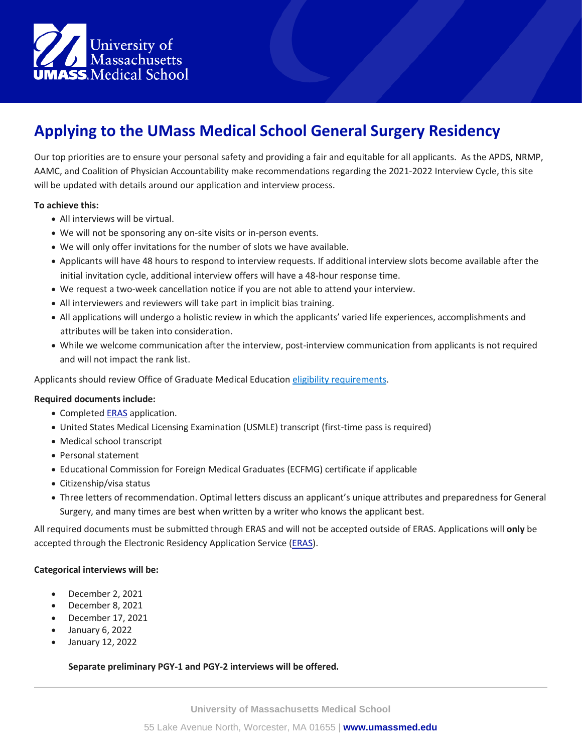# Applying to the UMass Medical School General Surgery Residency

Our top priorities are to ensure your personal safety and providing a fair and equitable for all applicants. As the APDS, NRMP, AAMC, and Coalition of Physician Accountability make recommendations regarding the 2021-2022 Interview Cycle, this site will be updated with details around our application and interview process.

**To achieve this:**

- All interviews will be virtual.
- We will not be sponsoring any on-site visits or in-person events.
- We will only offer invitations for the number of slots we have available.
- Applicants will have 48 hours to respond to interview requests. If additional interview slots become available after the initial invitation cycle, additional interview offers will have a 48-hour response time.
- We request a two-week cancellation notice if you are not able to attend your interview.
- All interviewers and reviewers will take part in implicit bias training.
- All applications will undergo a holistic review in which the applicants' varied life experiences, accomplishments and attributes will be taken into consideration.
- While we welcome communication after the interview, post-interview communication from applicants is not required and will not impact the rank list.

Applicants should review Office of Graduate Medical Education eligibility requirements.

**Required documents include:**

- Completed ERAS application.
- United States Medical Licensing Examination (USMLE) transcript (first-time pass is required)
- Medical school transcript
- Personal statement
- Educational Commission for Foreign Medical Graduates (ECFMG) certificate if applicable
- Citizenship/visa status
- Three letters of recommendation. Optimal letters discuss an applicant's unique attributes and preparedness for General Surgery, and many times are best when written by a writer who knows the applicant best.

All required documents must be submitted through ERAS and will not be accepted outside of ERAS. Applications will **only** be accepted through the Electronic Residency Application Service (ERAS).

**Categorical interviews will be:**

- December 2, 2021
- December 8, 2021
- December 17, 2021
- January 6, 2022
- January 12, 2022

**Separate preliminary PGY-1 and PGY-2 interviews will be offered.**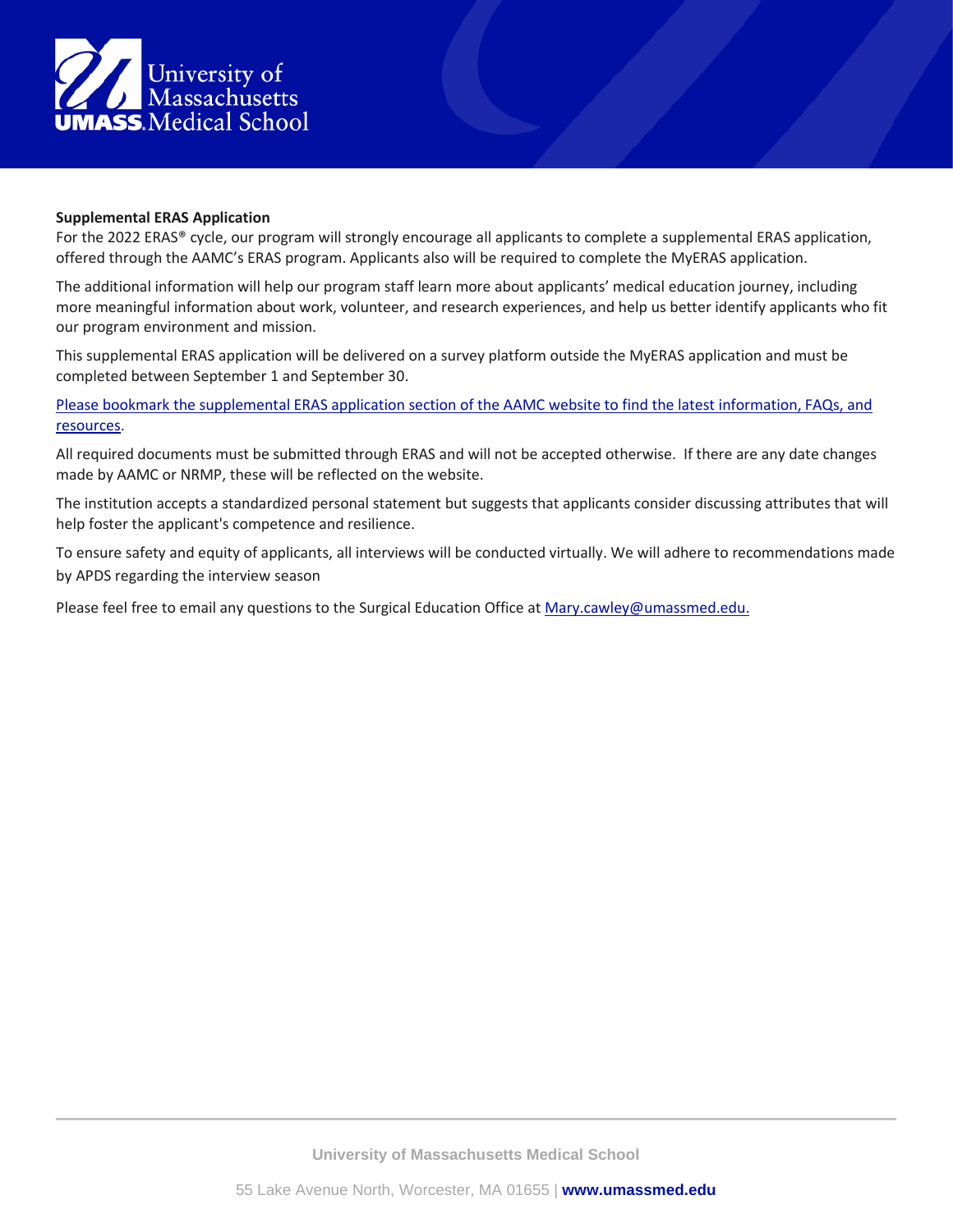**Supplemental ERAS Application**

For the 2022 ERAS® cycle, our program will strongly encourage all applicants to complete a supplemental ERAS application, offered through the AAMC's ERAS program. Applicants also will be required to complete the MyERAS application.

The additional information will help our program staff learn more about applicants' medical education journey, including more meaningful information about work, volunteer, and research experiences, and help us better identify applicants who fit our program environment and mission.

This supplemental ERAS application will be delivered on a survey platform outside the MyERAS application and must be completed between September 1 and September 30.

Please bookmark the supplemental ERAS application section of the AAMC website to find the latest information, FAQs, and resources.

All required documents must be submitted through ERAS and will not be accepted otherwise. If there are any date changes made by AAMC or NRMP, these will be reflected on the website.

The institution accepts a standardized personal statement but suggests that applicants consider discussing attributes that will help foster the applicant's competence and resilience.

To ensure safety and equity of applicants, all interviews will be conducted virtually. We will adhere to recommendations made by APDS regarding the interview season

Please feel free to email any questions to the Surgical Education Office at Mary.cawley@umassmed.edu.